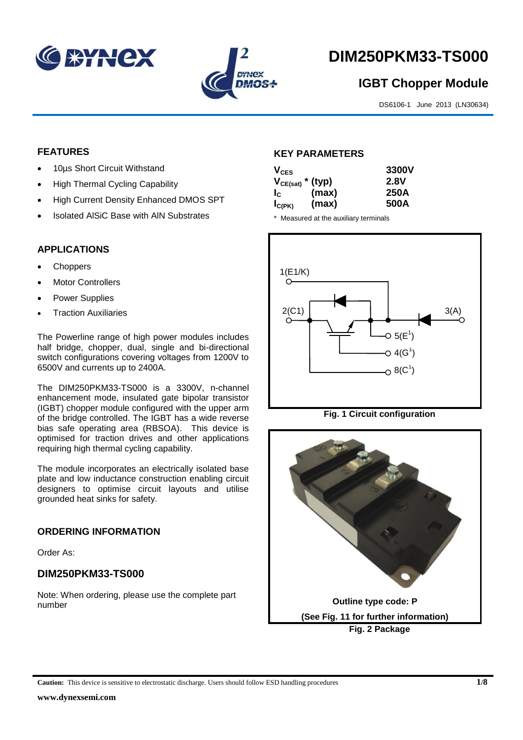# DIM250PKM33-TS000

## IGBT Chopper Module

DS6106-1 June 2013 (LN30634)

## FEATURES

- 10µs Short Circuit Withstand
- High Thermal Cycling Capability
- High Current Density Enhanced DMOS SPT
- Isolated AlSiC Base with AlN Substrates

## APPLICATIONS

- Choppers
- Motor Controllers
- Power Supplies
- Traction Auxiliaries

The Powerline range of high power modules includes half bridge, chopper, dual, single and bi-directional switch configurations covering voltages from 1200V to 6500V and currents up to 2400A.

The DIM250PKM33-TS000 is a 3300V, n-channel enhancement mode, insulated gate bipolar transistor (IGBT) chopper module configured with the upper arm of the bridge controlled. The IGBT has a wide reverse bias safe operating area (RBSOA). This device is optimised for traction drives and other applications requiring high thermal cycling capability.

The module incorporates an electrically isolated base plate and low inductance construction enabling circuit designers to optimise circuit layouts and utilise grounded heat sinks for safety.

## ORDERING INFORMATION

Order As:

### DIM250PKM33-TS000

Note: When ordering, please use the complete part number

## KEY PARAMETERS

| | | |
|---|---|---|
| $V_{CES}$ | | 3300V |
| $V_{CE(sat)}$ * | (typ) | 2.8V |
| $I_C$ | (max) | 250A |
| $I_{C(PK)}$ | (max) | 500A |

\* Measured at the auxiliary terminals

Fig. 1 Circuit configuration

Outline type code: P

(See Fig. 11 for further information)

Fig. 2 Package

**Caution:** This device is sensitive to electrostatic discharge. Users should follow ESD handling procedures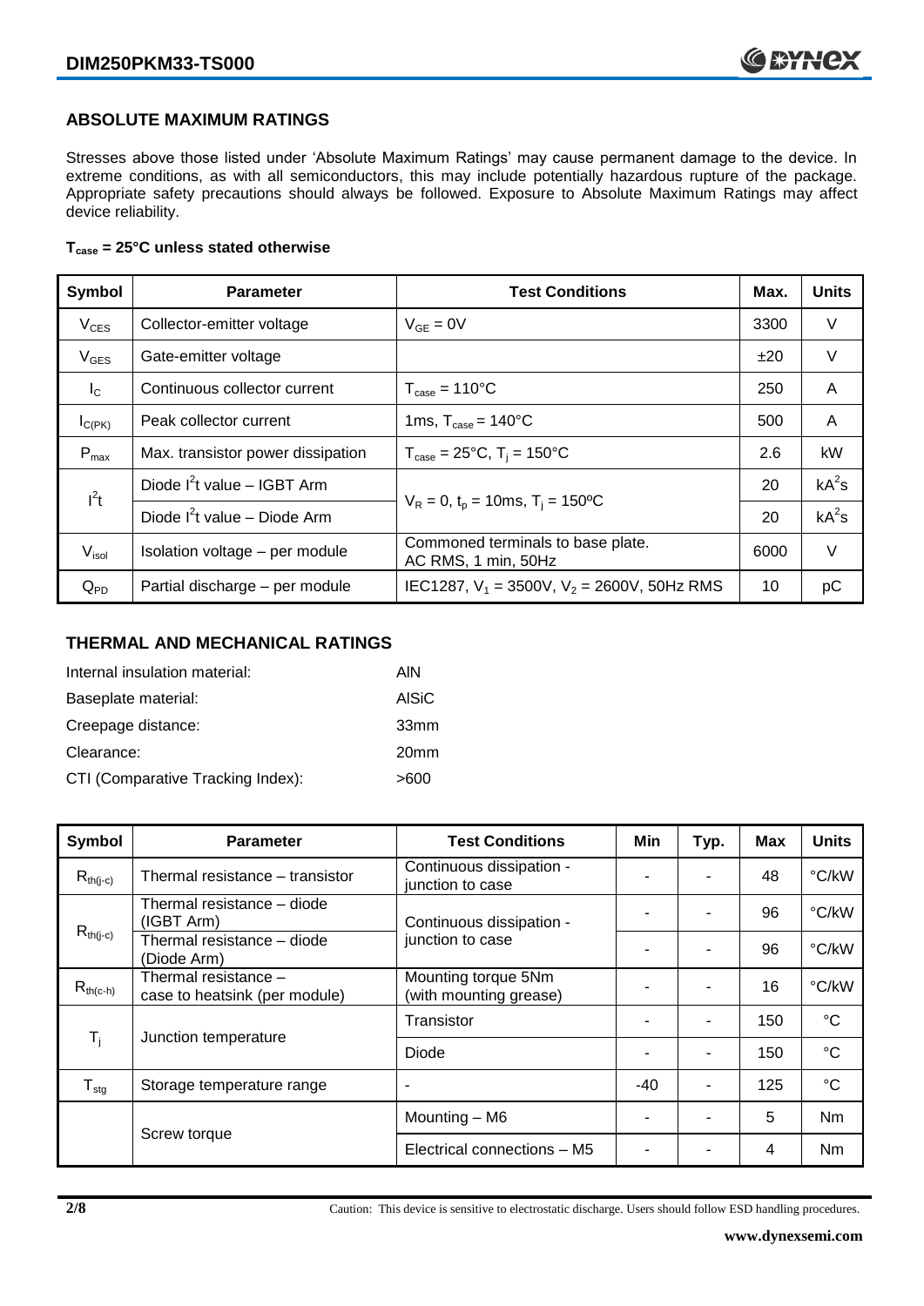## ABSOLUTE MAXIMUM RATINGS

Stresses above those listed under 'Absolute Maximum Ratings' may cause permanent damage to the device. In extreme conditions, as with all semiconductors, this may include potentially hazardous rupture of the package. Appropriate safety precautions should always be followed. Exposure to Absolute Maximum Ratings may affect device reliability.

**$T_{case}$ = 25°C unless stated otherwise**

| Symbol | Parameter | Test Conditions | Max. | Units |
|---|---|---|---|---|
| $V_{CES}$ | Collector-emitter voltage | $V_{GE}$ = 0V | 3300 | V |
| $V_{GES}$ | Gate-emitter voltage | | ±20 | V |
| $I_C$ | Continuous collector current | $T_{case}$ = 110°C | 250 | A |
| $I_{C(PK)}$ | Peak collector current | 1ms, $T_{case}$ = 140°C | 500 | A |
| $P_{max}$ | Max. transistor power dissipation | $T_{case}$ = 25°C, $T_j$ = 150°C | 2.6 | kW |
| $I^2t$ | Diode $I^2t$ value – IGBT Arm | $V_R$ = 0, $t_p$ = 10ms, $T_j$ = 150ºC | 20 | $kA^2s$ |
| | Diode $I^2t$ value – Diode Arm | | 20 | $kA^2s$ |
| $V_{isol}$ | Isolation voltage – per module | Commoned terminals to base plate. AC RMS, 1 min, 50Hz | 6000 | V |
| $Q_{PD}$ | Partial discharge – per module | IEC1287, $V_1$ = 3500V, $V_2$ = 2600V, 50Hz RMS | 10 | pC |

## THERMAL AND MECHANICAL RATINGS

| | |
|---|---|
| Internal insulation material: | AlN |
| Baseplate material: | AlSiC |
| Creepage distance: | 33mm |
| Clearance: | 20mm |
| CTI (Comparative Tracking Index): | >600 |

| Symbol | Parameter | Test Conditions | Min | Typ. | Max | Units |
|---|---|---|---|---|---|---|
| $R_{th(j-c)}$ | Thermal resistance – transistor | Continuous dissipation - junction to case | - | - | 48 | °C/kW |
| $R_{th(j-c)}$ | Thermal resistance – diode (IGBT Arm) | Continuous dissipation - junction to case | - | - | 96 | °C/kW |
| | Thermal resistance – diode (Diode Arm) | | - | - | 96 | °C/kW |
| $R_{th(c-h)}$ | Thermal resistance – case to heatsink (per module) | Mounting torque 5Nm (with mounting grease) | - | - | 16 | °C/kW |
| $T_j$ | Junction temperature | Transistor | - | - | 150 | °C |
| | | Diode | - | - | 150 | °C |
| $T_{stg}$ | Storage temperature range | - | -40 | - | 125 | °C |
| | Screw torque | Mounting – M6 | - | - | 5 | Nm |
| | | Electrical connections – M5 | - | - | 4 | Nm |

Caution: This device is sensitive to electrostatic discharge. Users should follow ESD handling procedures.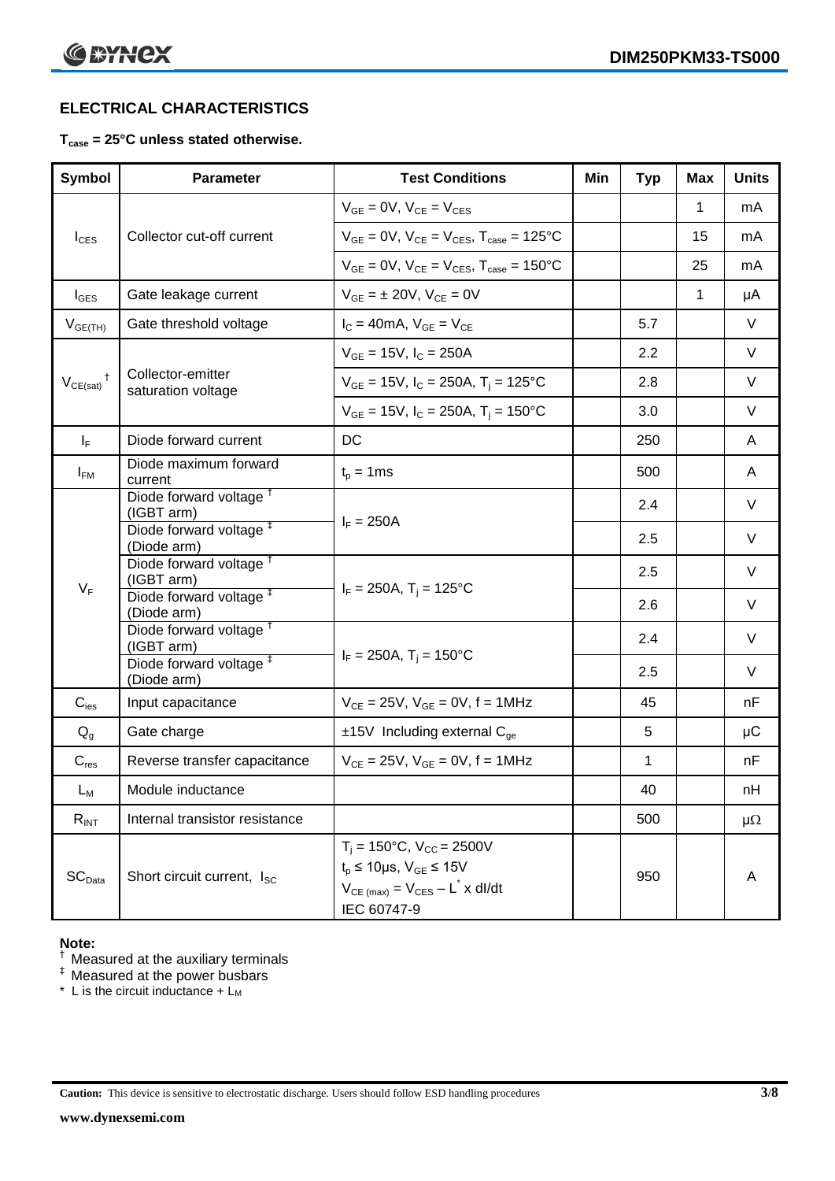## ELECTRICAL CHARACTERISTICS

**$T_{case}$ = 25°C unless stated otherwise.**

| Symbol | Parameter | Test Conditions | Min | Typ | Max | Units |
|---|---|---|---|---|---|---|
| $I_{CES}$ | Collector cut-off current | $V_{GE}$ = 0V, $V_{CE}$ = $V_{CES}$ | | | 1 | mA |
| | | $V_{GE}$ = 0V, $V_{CE}$ = $V_{CES}$, $T_{case}$ = 125°C | | | 15 | mA |
| | | $V_{GE}$ = 0V, $V_{CE}$ = $V_{CES}$, $T_{case}$ = 150°C | | | 25 | mA |
| $I_{GES}$ | Gate leakage current | $V_{GE}$ = ± 20V, $V_{CE}$ = 0V | | | 1 | μA |
| $V_{GE(TH)}$ | Gate threshold voltage | $I_C$ = 40mA, $V_{GE}$ = $V_{CE}$ | | 5.7 | | V |
| $V_{CE(sat)}$ † | Collector-emitter saturation voltage | $V_{GE}$ = 15V, $I_C$ = 250A | | 2.2 | | V |
| | | $V_{GE}$ = 15V, $I_C$ = 250A, $T_j$ = 125°C | | 2.8 | | V |
| | | $V_{GE}$ = 15V, $I_C$ = 250A, $T_j$ = 150°C | | 3.0 | | V |
| $I_F$ | Diode forward current | DC | | 250 | | A |
| $I_{FM}$ | Diode maximum forward current | $t_p$ = 1ms | | 500 | | A |
| $V_F$ | Diode forward voltage † (IGBT arm) | $I_F$ = 250A | | 2.4 | | V |
| | Diode forward voltage ‡ (Diode arm) | | | 2.5 | | V |
| | Diode forward voltage † (IGBT arm) | $I_F$ = 250A, $T_j$ = 125°C | | 2.5 | | V |
| | Diode forward voltage ‡ (Diode arm) | | | 2.6 | | V |
| | Diode forward voltage † (IGBT arm) | $I_F$ = 250A, $T_j$ = 150°C | | 2.4 | | V |
| | Diode forward voltage ‡ (Diode arm) | | | 2.5 | | V |
| $C_{ies}$ | Input capacitance | $V_{CE}$ = 25V, $V_{GE}$ = 0V, f = 1MHz | | 45 | | nF |
| $Q_g$ | Gate charge | ±15V Including external $C_{ge}$ | | 5 | | μC |
| $C_{res}$ | Reverse transfer capacitance | $V_{CE}$ = 25V, $V_{GE}$ = 0V, f = 1MHz | | 1 | | nF |
| $L_M$ | Module inductance | | | 40 | | nH |
| $R_{INT}$ | Internal transistor resistance | | | 500 | | μΩ |
| $SC_{Data}$ | Short circuit current, $I_{SC}$ | $T_j$ = 150°C, $V_{CC}$ = 2500V<br>$t_p$ ≤ 10μs, $V_{GE}$ ≤ 15V<br>$V_{CE(max)}$ = $V_{CES}$ – $L^*$ x dI/dt<br>IEC 60747-9 | | 950 | | A |

**Note:**

† Measured at the auxiliary terminals

‡ Measured at the power busbars

\* L is the circuit inductance + $L_M$

**Caution:** This device is sensitive to electrostatic discharge. Users should follow ESD handling procedures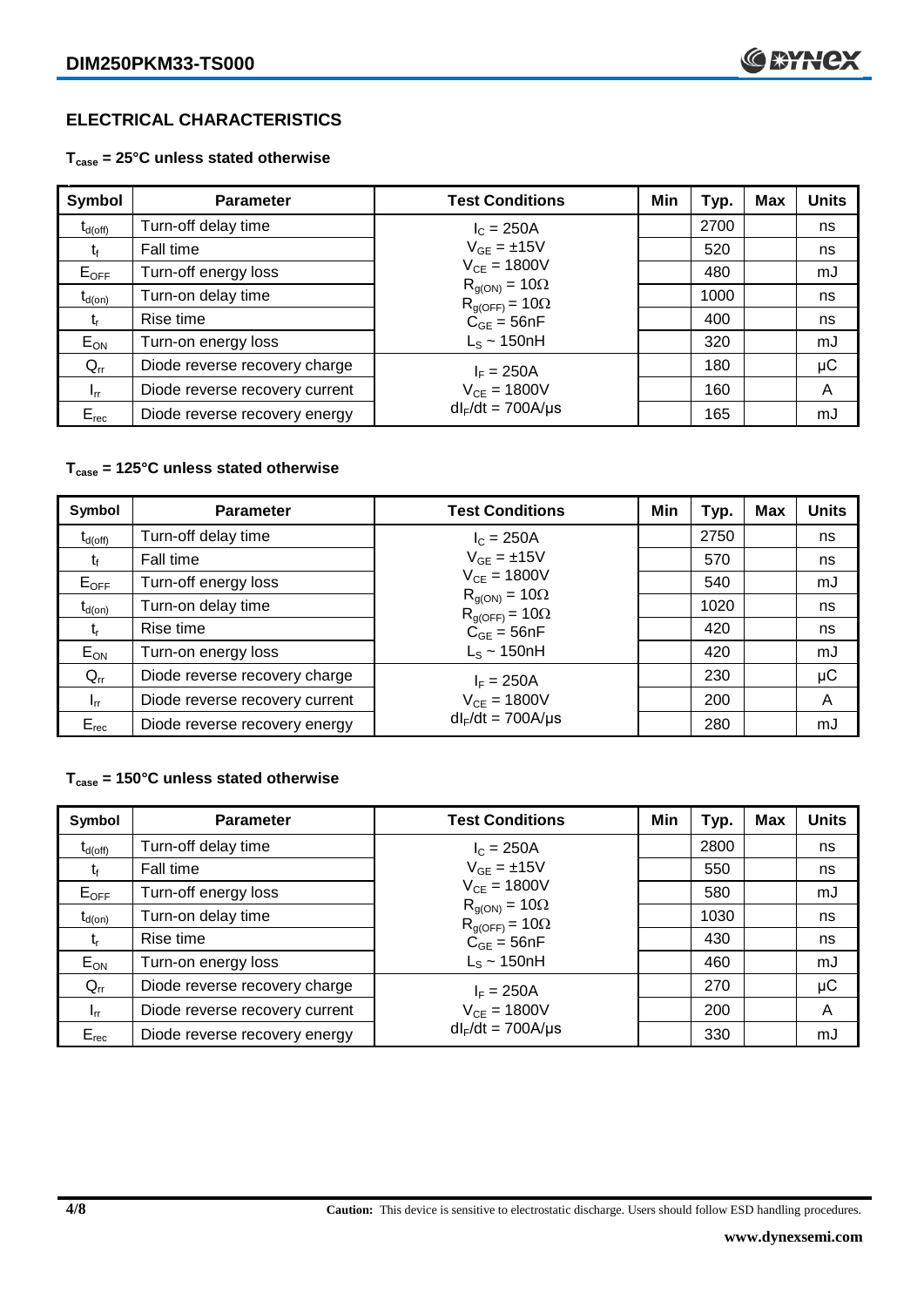## ELECTRICAL CHARACTERISTICS

**$T_{case}$ = 25°C unless stated otherwise**

| Symbol | Parameter | Test Conditions | Min | Typ. | Max | Units |
|---|---|---|---|---|---|---|
| $t_{d(off)}$ | Turn-off delay time | $I_C$ = 250A | | 2700 | | ns |
| $t_f$ | Fall time | $V_{GE}$ = ±15V | | 520 | | ns |
| $E_{OFF}$ | Turn-off energy loss | $V_{CE}$ = 1800V | | 480 | | mJ |
| $t_{d(on)}$ | Turn-on delay time | $R_{g(ON)}$ = 10Ω, $R_{g(OFF)}$ = 10Ω | | 1000 | | ns |
| $t_r$ | Rise time | $C_{GE}$ = 56nF | | 400 | | ns |
| $E_{ON}$ | Turn-on energy loss | $L_S$ ~ 150nH | | 320 | | mJ |
| $Q_{rr}$ | Diode reverse recovery charge | $I_F$ = 250A | | 180 | | µC |
| $I_{rr}$ | Diode reverse recovery current | $V_{CE}$ = 1800V | | 160 | | A |
| $E_{rec}$ | Diode reverse recovery energy | $dI_F/dt$ = 700A/µs | | 165 | | mJ |

**$T_{case}$ = 125°C unless stated otherwise**

| Symbol | Parameter | Test Conditions | Min | Typ. | Max | Units |
|---|---|---|---|---|---|---|
| $t_{d(off)}$ | Turn-off delay time | $I_C$ = 250A | | 2750 | | ns |
| $t_f$ | Fall time | $V_{GE}$ = ±15V | | 570 | | ns |
| $E_{OFF}$ | Turn-off energy loss | $V_{CE}$ = 1800V | | 540 | | mJ |
| $t_{d(on)}$ | Turn-on delay time | $R_{g(ON)}$ = 10Ω, $R_{g(OFF)}$ = 10Ω | | 1020 | | ns |
| $t_r$ | Rise time | $C_{GE}$ = 56nF | | 420 | | ns |
| $E_{ON}$ | Turn-on energy loss | $L_S$ ~ 150nH | | 420 | | mJ |
| $Q_{rr}$ | Diode reverse recovery charge | $I_F$ = 250A | | 230 | | µC |
| $I_{rr}$ | Diode reverse recovery current | $V_{CE}$ = 1800V | | 200 | | A |
| $E_{rec}$ | Diode reverse recovery energy | $dI_F/dt$ = 700A/µs | | 280 | | mJ |

**$T_{case}$ = 150°C unless stated otherwise**

| Symbol | Parameter | Test Conditions | Min | Typ. | Max | Units |
|---|---|---|---|---|---|---|
| $t_{d(off)}$ | Turn-off delay time | $I_C$ = 250A | | 2800 | | ns |
| $t_f$ | Fall time | $V_{GE}$ = ±15V | | 550 | | ns |
| $E_{OFF}$ | Turn-off energy loss | $V_{CE}$ = 1800V | | 580 | | mJ |
| $t_{d(on)}$ | Turn-on delay time | $R_{g(ON)}$ = 10Ω, $R_{g(OFF)}$ = 10Ω | | 1030 | | ns |
| $t_r$ | Rise time | $C_{GE}$ = 56nF | | 430 | | ns |
| $E_{ON}$ | Turn-on energy loss | $L_S$ ~ 150nH | | 460 | | mJ |
| $Q_{rr}$ | Diode reverse recovery charge | $I_F$ = 250A | | 270 | | µC |
| $I_{rr}$ | Diode reverse recovery current | $V_{CE}$ = 1800V | | 200 | | A |
| $E_{rec}$ | Diode reverse recovery energy | $dI_F/dt$ = 700A/µs | | 330 | | mJ |

**Caution:** This device is sensitive to electrostatic discharge. Users should follow ESD handling procedures.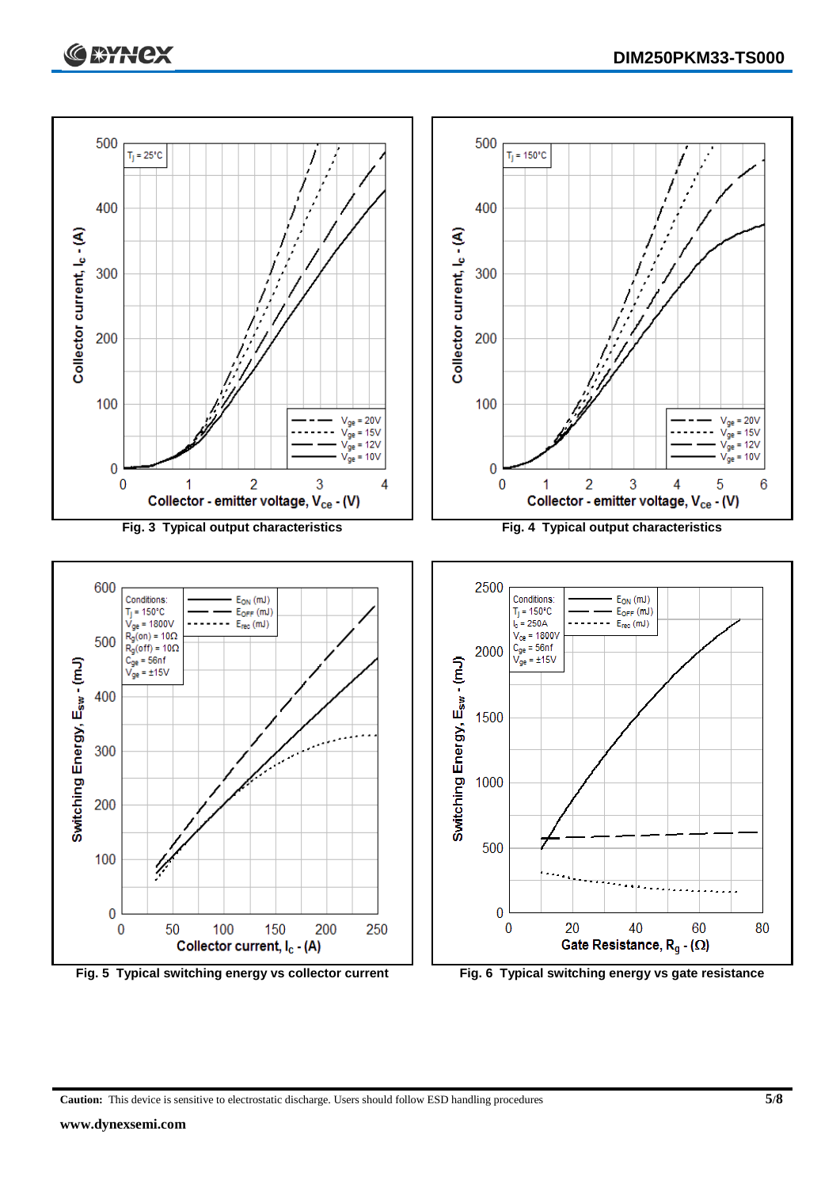Fig. 3 Typical output characteristics

Fig. 4 Typical output characteristics

Fig. 5 Typical switching energy vs collector current

Fig. 6 Typical switching energy vs gate resistance

**Caution:** This device is sensitive to electrostatic discharge. Users should follow ESD handling procedures

**www.dynexsemi.com**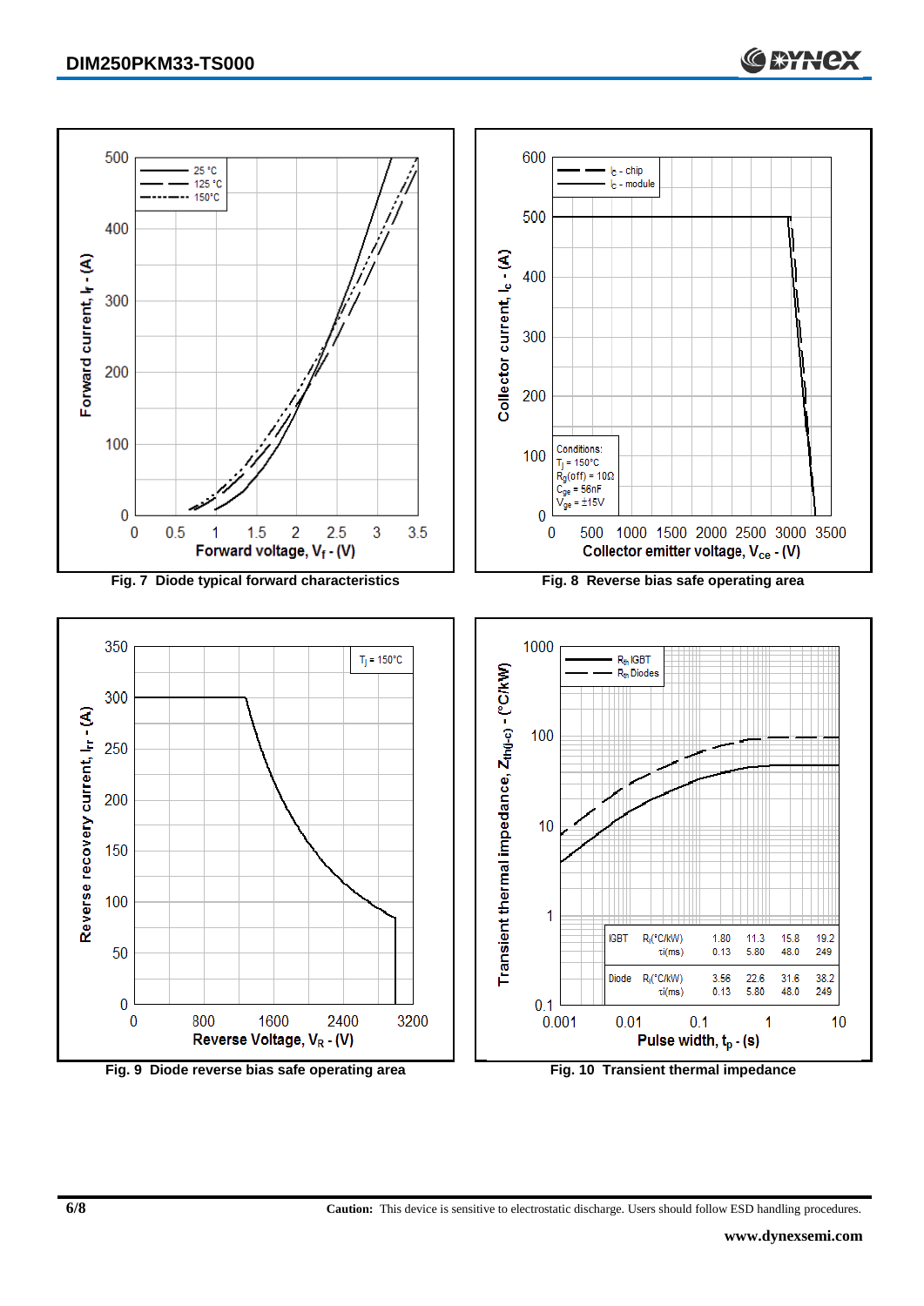Fig. 7 Diode typical forward characteristics

Fig. 8 Reverse bias safe operating area

Fig. 9 Diode reverse bias safe operating area

|  |  | 1 | 2 | 3 | 4 |
|---|---|---|---|---|---|
| IGBT | $R_i$(°C/kW) | 1.80 | 11.3 | 15.8 | 19.2 |
|  | $\tau_i$(ms) | 0.13 | 5.80 | 48.0 | 249 |
| Diode | $R_i$(°C/kW) | 3.56 | 22.6 | 31.6 | 38.2 |
|  | $\tau_i$(ms) | 0.13 | 5.80 | 48.0 | 249 |

Fig. 10 Transient thermal impedance

**Caution:** This device is sensitive to electrostatic discharge. Users should follow ESD handling procedures.

**www.dynexsemi.com**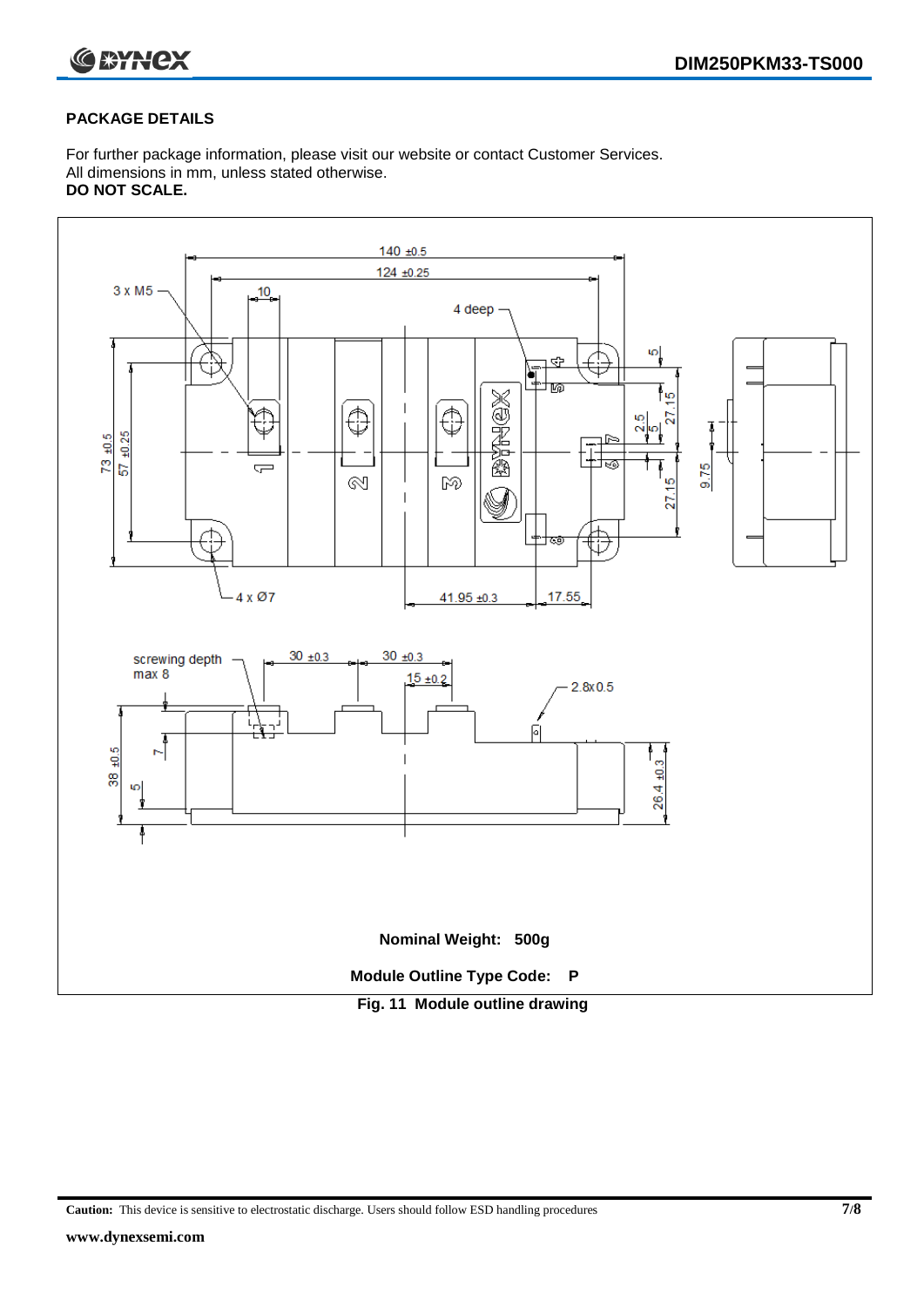## PACKAGE DETAILS

For further package information, please visit our website or contact Customer Services.
All dimensions in mm, unless stated otherwise.
**DO NOT SCALE.**

140 ±0.5
124 ±0.25
3 x M5
10
4 deep
5
27.15
2.5
5
73 ±0.5
57 ±0.25
27.15
9.75
4 x Ø7
41.95 ±0.3
17.55

screwing depth max 8
30 ±0.3
30 ±0.3
15 ±0.2
2.8x0.5
38 ±0.5
7
5
26.4 ±0.3

**Nominal Weight: 500g**

**Module Outline Type Code: P**

**Fig. 11 Module outline drawing**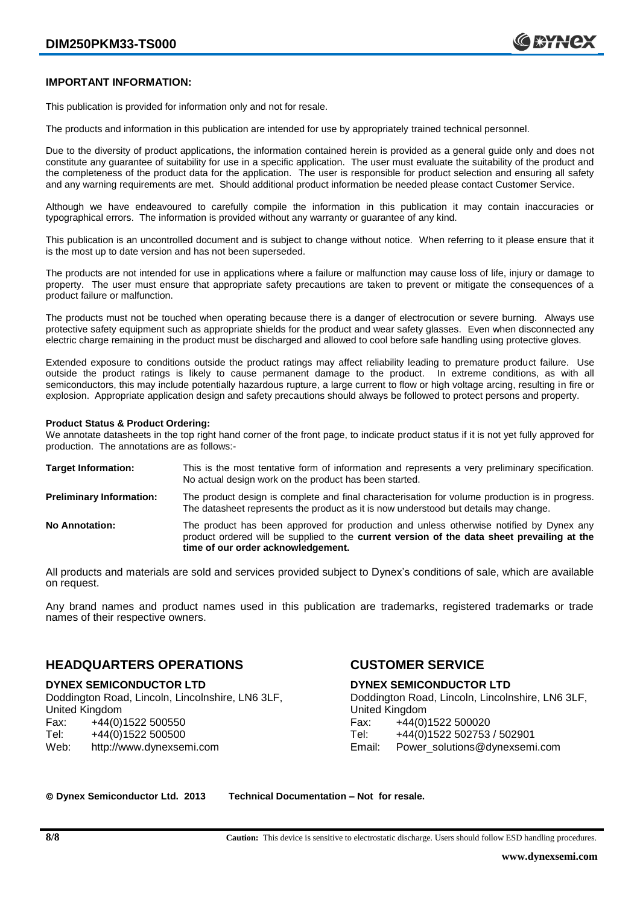**IMPORTANT INFORMATION:**

This publication is provided for information only and not for resale.

The products and information in this publication are intended for use by appropriately trained technical personnel.

Due to the diversity of product applications, the information contained herein is provided as a general guide only and does not constitute any guarantee of suitability for use in a specific application. The user must evaluate the suitability of the product and the completeness of the product data for the application. The user is responsible for product selection and ensuring all safety and any warning requirements are met. Should additional product information be needed please contact Customer Service.

Although we have endeavoured to carefully compile the information in this publication it may contain inaccuracies or typographical errors. The information is provided without any warranty or guarantee of any kind.

This publication is an uncontrolled document and is subject to change without notice. When referring to it please ensure that it is the most up to date version and has not been superseded.

The products are not intended for use in applications where a failure or malfunction may cause loss of life, injury or damage to property. The user must ensure that appropriate safety precautions are taken to prevent or mitigate the consequences of a product failure or malfunction.

The products must not be touched when operating because there is a danger of electrocution or severe burning. Always use protective safety equipment such as appropriate shields for the product and wear safety glasses. Even when disconnected any electric charge remaining in the product must be discharged and allowed to cool before safe handling using protective gloves.

Extended exposure to conditions outside the product ratings may affect reliability leading to premature product failure. Use outside the product ratings is likely to cause permanent damage to the product. In extreme conditions, as with all semiconductors, this may include potentially hazardous rupture, a large current to flow or high voltage arcing, resulting in fire or explosion. Appropriate application design and safety precautions should always be followed to protect persons and property.

**Product Status & Product Ordering:**

We annotate datasheets in the top right hand corner of the front page, to indicate product status if it is not yet fully approved for production. The annotations are as follows:-

| | |
|---|---|
| **Target Information:** | This is the most tentative form of information and represents a very preliminary specification. No actual design work on the product has been started. |
| **Preliminary Information:** | The product design is complete and final characterisation for volume production is in progress. The datasheet represents the product as it is now understood but details may change. |
| **No Annotation:** | The product has been approved for production and unless otherwise notified by Dynex any product ordered will be supplied to the **current version of the data sheet prevailing at the time of our order acknowledgement.** |

All products and materials are sold and services provided subject to Dynex's conditions of sale, which are available on request.

Any brand names and product names used in this publication are trademarks, registered trademarks or trade names of their respective owners.

## HEADQUARTERS OPERATIONS

**DYNEX SEMICONDUCTOR LTD**

Doddington Road, Lincoln, Lincolnshire, LN6 3LF,
United Kingdom
Fax: +44(0)1522 500550
Tel: +44(0)1522 500500
Web: http://www.dynexsemi.com

## CUSTOMER SERVICE

**DYNEX SEMICONDUCTOR LTD**

Doddington Road, Lincoln, Lincolnshire, LN6 3LF,
United Kingdom
Fax: +44(0)1522 500020
Tel: +44(0)1522 502753 / 502901
Email: Power_solutions@dynexsemi.com

**© Dynex Semiconductor Ltd. 2013 Technical Documentation – Not for resale.**

**Caution:** This device is sensitive to electrostatic discharge. Users should follow ESD handling procedures.